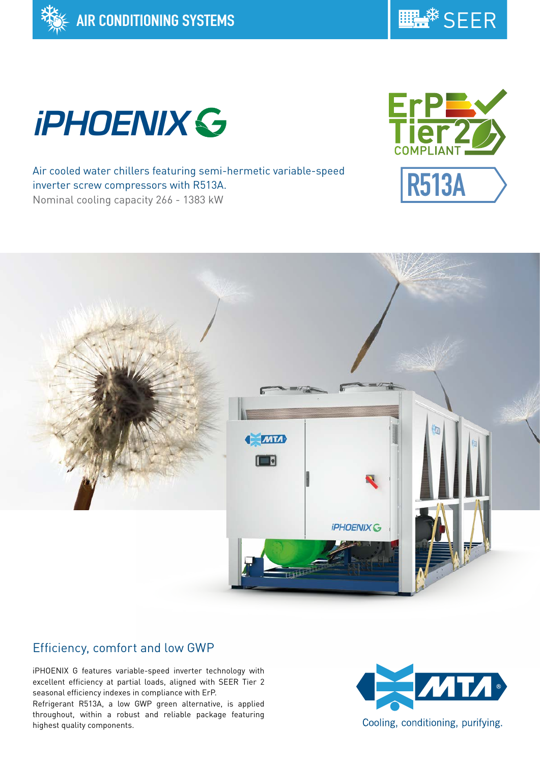AIR CONDITIONING SYSTEMS

SEER

# iPHOENIX G

ErP Tier 2 COMPLIANT

R513A

Air cooled water chillers featuring semi-hermetic variable-speed inverter screw compressors with R513A.
Nominal cooling capacity 266 - 1383 kW

## Efficiency, comfort and low GWP

iPHOENIX G features variable-speed inverter technology with excellent efficiency at partial loads, aligned with SEER Tier 2 seasonal efficiency indexes in compliance with ErP.
Refrigerant R513A, a low GWP green alternative, is applied throughout, within a robust and reliable package featuring highest quality components.

MTA®
Cooling, conditioning, purifying.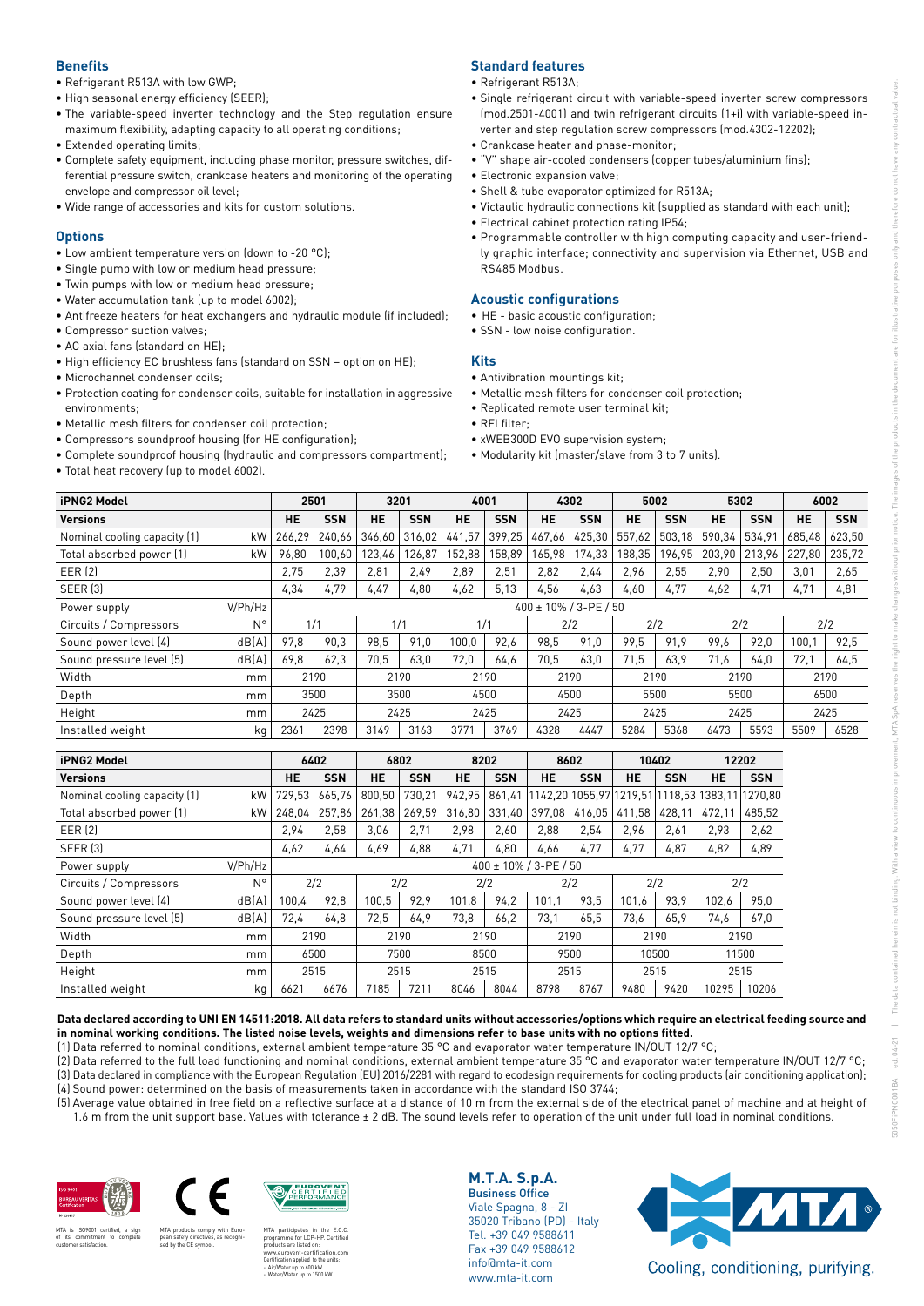## Benefits

- Refrigerant R513A with low GWP;
- High seasonal energy efficiency (SEER);
- The variable-speed inverter technology and the Step regulation ensure maximum flexibility, adapting capacity to all operating conditions;
- Extended operating limits;
- Complete safety equipment, including phase monitor, pressure switches, differential pressure switch, crankcase heaters and monitoring of the operating envelope and compressor oil level;
- Wide range of accessories and kits for custom solutions.

## Options

- Low ambient temperature version (down to -20 °C);
- Single pump with low or medium head pressure;
- Twin pumps with low or medium head pressure;
- Water accumulation tank (up to model 6002);
- Antifreeze heaters for heat exchangers and hydraulic module (if included);
- Compressor suction valves;
- AC axial fans (standard on HE);
- High efficiency EC brushless fans (standard on SSN – option on HE);
- Microchannel condenser coils;
- Protection coating for condenser coils, suitable for installation in aggressive environments;
- Metallic mesh filters for condenser coil protection;
- Compressors soundproof housing (for HE configuration);
- Complete soundproof housing (hydraulic and compressors compartment);
- Total heat recovery (up to model 6002).

## Standard features

- Refrigerant R513A;
- Single refrigerant circuit with variable-speed inverter screw compressors (mod.2501-4001) and twin refrigerant circuits (1+i) with variable-speed inverter and step regulation screw compressors (mod.4302-12202);
- Crankcase heater and phase-monitor;
- "V" shape air-cooled condensers (copper tubes/aluminium fins);
- Electronic expansion valve;
- Shell & tube evaporator optimized for R513A;
- Victaulic hydraulic connections kit (supplied as standard with each unit);
- Electrical cabinet protection rating IP54;
- Programmable controller with high computing capacity and user-friendly graphic interface; connectivity and supervision via Ethernet, USB and RS485 Modbus.

## Acoustic configurations

- HE - basic acoustic configuration;
- SSN - low noise configuration.

## Kits

- Antivibration mountings kit;
- Metallic mesh filters for condenser coil protection;
- Replicated remote user terminal kit;
- RFI filter;
- xWEB300D EVO supervision system;
- Modularity kit (master/slave from 3 to 7 units).

| iPNG2 Model | | 2501 | | 3201 | | 4001 | | 4302 | | 5002 | | 5302 | | 6002 | |
|---|---|---|---|---|---|---|---|---|---|---|---|---|---|---|---|
| Versions | | HE | SSN | HE | SSN | HE | SSN | HE | SSN | HE | SSN | HE | SSN | HE | SSN |
| Nominal cooling capacity (1) | kW | 266,29 | 240,66 | 346,60 | 316,02 | 441,57 | 399,25 | 467,66 | 425,30 | 557,62 | 503,18 | 590,34 | 534,91 | 685,48 | 623,50 |
| Total absorbed power (1) | kW | 96,80 | 100,60 | 123,46 | 126,87 | 152,88 | 158,89 | 165,98 | 174,33 | 188,35 | 196,95 | 203,90 | 213,96 | 227,80 | 235,72 |
| EER (2) | | 2,75 | 2,39 | 2,81 | 2,49 | 2,89 | 2,51 | 2,82 | 2,44 | 2,96 | 2,55 | 2,90 | 2,50 | 3,01 | 2,65 |
| SEER (3) | | 4,34 | 4,79 | 4,47 | 4,80 | 4,62 | 5,13 | 4,56 | 4,63 | 4,60 | 4,77 | 4,62 | 4,71 | 4,71 | 4,81 |
| Power supply | V/Ph/Hz | 400 ± 10% / 3-PE / 50 | | | | | | | | | | | | | |
| Circuits / Compressors | N° | 1/1 | | 1/1 | | 1/1 | | 2/2 | | 2/2 | | 2/2 | | 2/2 | |
| Sound power level (4) | dB(A) | 97,8 | 90,3 | 98,5 | 91,0 | 100,0 | 92,6 | 98,5 | 91,0 | 99,5 | 91,9 | 99,6 | 92,0 | 100,1 | 92,5 |
| Sound pressure level (5) | dB(A) | 69,8 | 62,3 | 70,5 | 63,0 | 72,0 | 64,6 | 70,5 | 63,0 | 71,5 | 63,9 | 71,6 | 64,0 | 72,1 | 64,5 |
| Width | mm | 2190 | | 2190 | | 2190 | | 2190 | | 2190 | | 2190 | | 2190 | |
| Depth | mm | 3500 | | 3500 | | 4500 | | 4500 | | 5500 | | 5500 | | 6500 | |
| Height | mm | 2425 | | 2425 | | 2425 | | 2425 | | 2425 | | 2425 | | 2425 | |
| Installed weight | kg | 2361 | 2398 | 3149 | 3163 | 3771 | 3769 | 4328 | 4447 | 5284 | 5368 | 6473 | 5593 | 5509 | 6528 |

| iPNG2 Model | | 6402 | | 6802 | | 8202 | | 8602 | | 10402 | | 12202 | |
|---|---|---|---|---|---|---|---|---|---|---|---|---|---|
| Versions | | HE | SSN | HE | SSN | HE | SSN | HE | SSN | HE | SSN | HE | SSN |
| Nominal cooling capacity (1) | kW | 729,53 | 665,76 | 800,50 | 730,21 | 942,95 | 861,41 | 1142,20 | 1055,97 | 1219,51 | 1118,53 | 1383,11 | 1270,80 |
| Total absorbed power (1) | kW | 248,04 | 257,86 | 261,38 | 269,59 | 316,80 | 331,40 | 397,08 | 416,05 | 411,58 | 428,11 | 472,11 | 485,52 |
| EER (2) | | 2,94 | 2,58 | 3,06 | 2,71 | 2,98 | 2,60 | 2,88 | 2,54 | 2,96 | 2,61 | 2,93 | 2,62 |
| SEER (3) | | 4,62 | 4,64 | 4,69 | 4,88 | 4,71 | 4,80 | 4,66 | 4,77 | 4,77 | 4,87 | 4,82 | 4,89 |
| Power supply | V/Ph/Hz | 400 ± 10% / 3-PE / 50 | | | | | | | | | | | |
| Circuits / Compressors | N° | 2/2 | | 2/2 | | 2/2 | | 2/2 | | 2/2 | | 2/2 | |
| Sound power level (4) | dB(A) | 100,4 | 92,8 | 100,5 | 92,9 | 101,8 | 94,2 | 101,1 | 93,5 | 101,6 | 93,9 | 102,6 | 95,0 |
| Sound pressure level (5) | dB(A) | 72,4 | 64,8 | 72,5 | 64,9 | 73,8 | 66,2 | 73,1 | 65,5 | 73,6 | 65,9 | 74,6 | 67,0 |
| Width | mm | 2190 | | 2190 | | 2190 | | 2190 | | 2190 | | 2190 | |
| Depth | mm | 6500 | | 7500 | | 8500 | | 9500 | | 10500 | | 11500 | |
| Height | mm | 2515 | | 2515 | | 2515 | | 2515 | | 2515 | | 2515 | |
| Installed weight | kg | 6621 | 6676 | 7185 | 7211 | 8046 | 8044 | 8798 | 8767 | 9480 | 9420 | 10295 | 10206 |

**Data declared according to UNI EN 14511:2018. All data refers to standard units without accessories/options which require an electrical feeding source and in nominal working conditions. The listed noise levels, weights and dimensions refer to base units with no options fitted.**

(1) Data referred to nominal conditions, external ambient temperature 35 °C and evaporator water temperature IN/OUT 12/7 °C;
(2) Data referred to the full load functioning and nominal conditions, external ambient temperature 35 °C and evaporator water temperature IN/OUT 12/7 °C;
(3) Data declared in compliance with the European Regulation (EU) 2016/2281 with regard to ecodesign requirements for cooling products (air conditioning application);
(4) Sound power: determined on the basis of measurements taken in accordance with the standard ISO 3744;
(5) Average value obtained in free field on a reflective surface at a distance of 10 m from the external side of the electrical panel of machine and at height of 1.6 m from the unit support base. Values with tolerance ± 2 dB. The sound levels refer to operation of the unit under full load in nominal conditions.

MTA is ISO9001 certified, a sign of its commitment to complete customer satisfaction.

MTA products comply with European safety directives, as recognised by the CE symbol.

MTA participates in the E.C.C. programme for LCP-HP. Certified products are listed on: www.eurovent-certification.com Certification applied to the units: - Air/Water up to 600 kW - Water/Water up to 1500 kW

**M.T.A. S.p.A.**
Business Office
Viale Spagna, 8 - ZI
35020 Tribano (PD) - Italy
Tel. +39 049 9588611
Fax +39 049 9588612
info@mta-it.com
www.mta-it.com

Cooling, conditioning, purifying.

The data contained herein is not binding. With a view to continuous improvement, MTA SpA reserves the right to make changes without prior notice. The images of the products in the document are for illustrative purposes only and therefore do not have any contractual value.

5050FIPNC001BA ed. 04-21